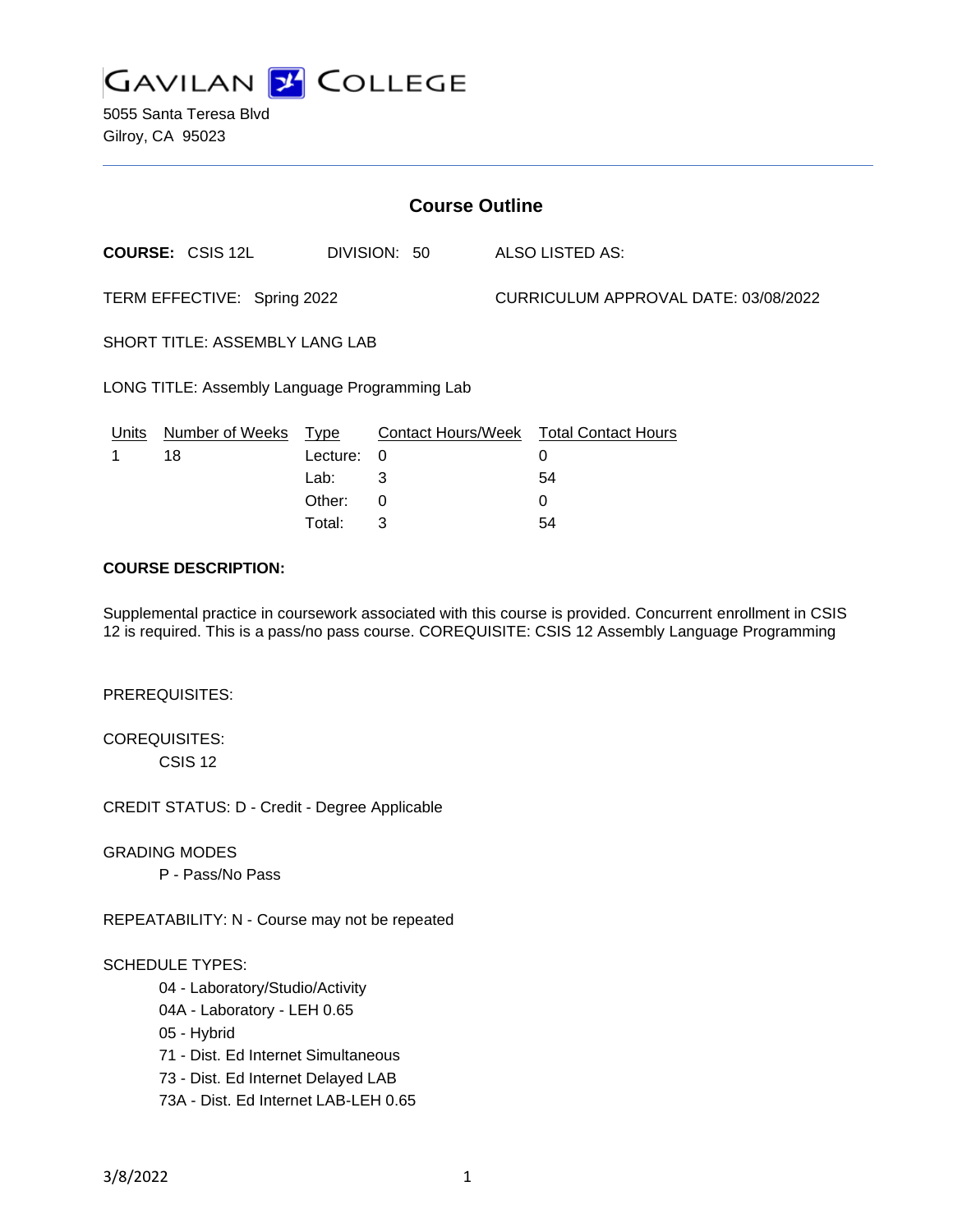# GAVILAN COLLEGE

5055 Santa Teresa Blvd
Gilroy, CA 95023

## Course Outline

**COURSE:** CSIS 12L    DIVISION: 50    ALSO LISTED AS:

TERM EFFECTIVE: Spring 2022    CURRICULUM APPROVAL DATE: 03/08/2022

SHORT TITLE: ASSEMBLY LANG LAB

LONG TITLE: Assembly Language Programming Lab

| Units | Number of Weeks | Type | Contact Hours/Week | Total Contact Hours |
|---|---|---|---|---|
| 1 | 18 | Lecture: | 0 | 0 |
| | | Lab: | 3 | 54 |
| | | Other: | 0 | 0 |
| | | Total: | 3 | 54 |

**COURSE DESCRIPTION:**

Supplemental practice in coursework associated with this course is provided. Concurrent enrollment in CSIS 12 is required. This is a pass/no pass course. COREQUISITE: CSIS 12 Assembly Language Programming

PREREQUISITES:

COREQUISITES:

CSIS 12

CREDIT STATUS: D - Credit - Degree Applicable

GRADING MODES

P - Pass/No Pass

REPEATABILITY: N - Course may not be repeated

SCHEDULE TYPES:

04 - Laboratory/Studio/Activity
04A - Laboratory - LEH 0.65
05 - Hybrid
71 - Dist. Ed Internet Simultaneous
73 - Dist. Ed Internet Delayed LAB
73A - Dist. Ed Internet LAB-LEH 0.65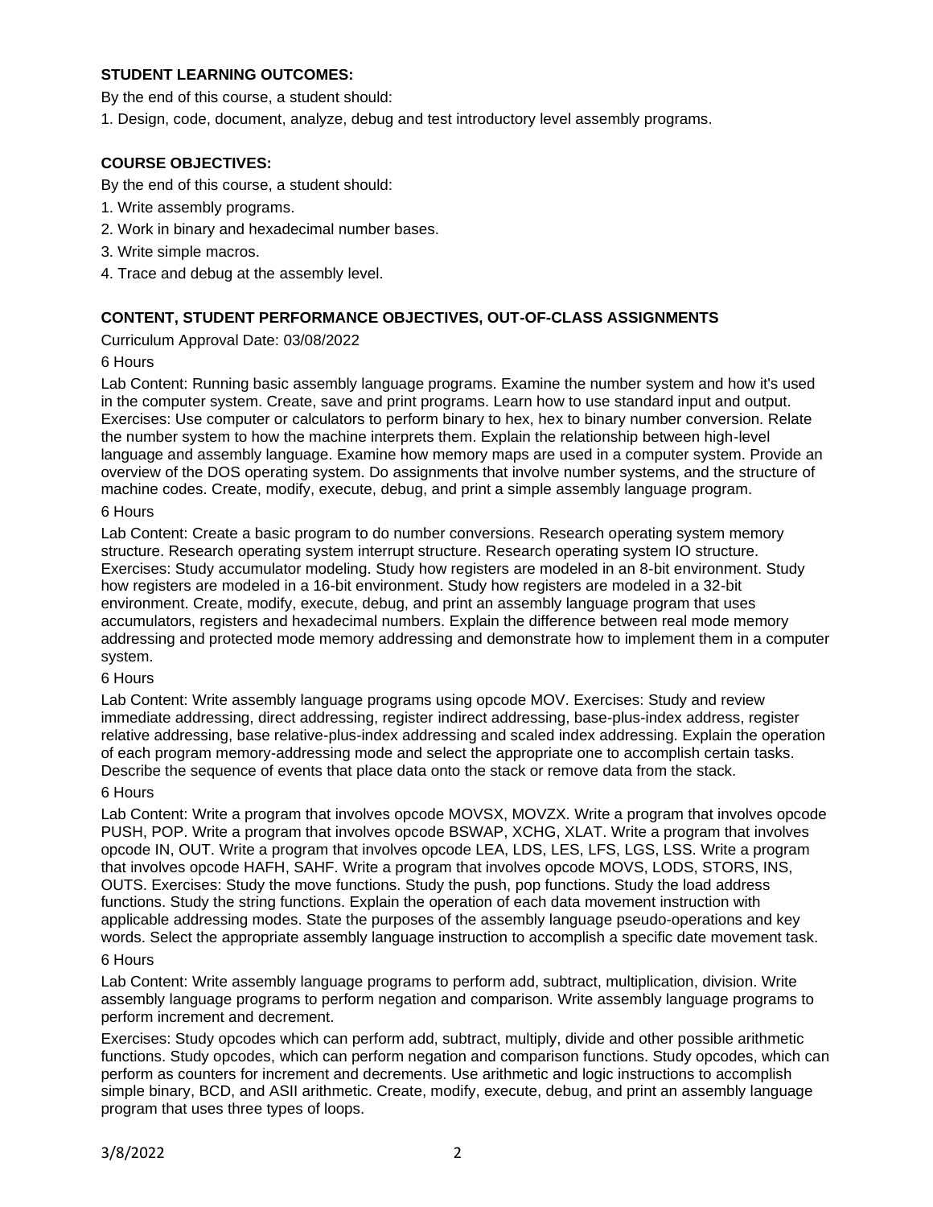**STUDENT LEARNING OUTCOMES:**

By the end of this course, a student should:

1. Design, code, document, analyze, debug and test introductory level assembly programs.

**COURSE OBJECTIVES:**

By the end of this course, a student should:

1. Write assembly programs.
2. Work in binary and hexadecimal number bases.
3. Write simple macros.
4. Trace and debug at the assembly level.

**CONTENT, STUDENT PERFORMANCE OBJECTIVES, OUT-OF-CLASS ASSIGNMENTS**

Curriculum Approval Date: 03/08/2022

6 Hours

Lab Content: Running basic assembly language programs. Examine the number system and how it's used in the computer system. Create, save and print programs. Learn how to use standard input and output. Exercises: Use computer or calculators to perform binary to hex, hex to binary number conversion. Relate the number system to how the machine interprets them. Explain the relationship between high-level language and assembly language. Examine how memory maps are used in a computer system. Provide an overview of the DOS operating system. Do assignments that involve number systems, and the structure of machine codes. Create, modify, execute, debug, and print a simple assembly language program.

6 Hours

Lab Content: Create a basic program to do number conversions. Research operating system memory structure. Research operating system interrupt structure. Research operating system IO structure. Exercises: Study accumulator modeling. Study how registers are modeled in an 8-bit environment. Study how registers are modeled in a 16-bit environment. Study how registers are modeled in a 32-bit environment. Create, modify, execute, debug, and print an assembly language program that uses accumulators, registers and hexadecimal numbers. Explain the difference between real mode memory addressing and protected mode memory addressing and demonstrate how to implement them in a computer system.

6 Hours

Lab Content: Write assembly language programs using opcode MOV. Exercises: Study and review immediate addressing, direct addressing, register indirect addressing, base-plus-index address, register relative addressing, base relative-plus-index addressing and scaled index addressing. Explain the operation of each program memory-addressing mode and select the appropriate one to accomplish certain tasks. Describe the sequence of events that place data onto the stack or remove data from the stack.

6 Hours

Lab Content: Write a program that involves opcode MOVSX, MOVZX. Write a program that involves opcode PUSH, POP. Write a program that involves opcode BSWAP, XCHG, XLAT. Write a program that involves opcode IN, OUT. Write a program that involves opcode LEA, LDS, LES, LFS, LGS, LSS. Write a program that involves opcode HAFH, SAHF. Write a program that involves opcode MOVS, LODS, STORS, INS, OUTS. Exercises: Study the move functions. Study the push, pop functions. Study the load address functions. Study the string functions. Explain the operation of each data movement instruction with applicable addressing modes. State the purposes of the assembly language pseudo-operations and key words. Select the appropriate assembly language instruction to accomplish a specific date movement task.

6 Hours

Lab Content: Write assembly language programs to perform add, subtract, multiplication, division. Write assembly language programs to perform negation and comparison. Write assembly language programs to perform increment and decrement.

Exercises: Study opcodes which can perform add, subtract, multiply, divide and other possible arithmetic functions. Study opcodes, which can perform negation and comparison functions. Study opcodes, which can perform as counters for increment and decrements. Use arithmetic and logic instructions to accomplish simple binary, BCD, and ASII arithmetic. Create, modify, execute, debug, and print an assembly language program that uses three types of loops.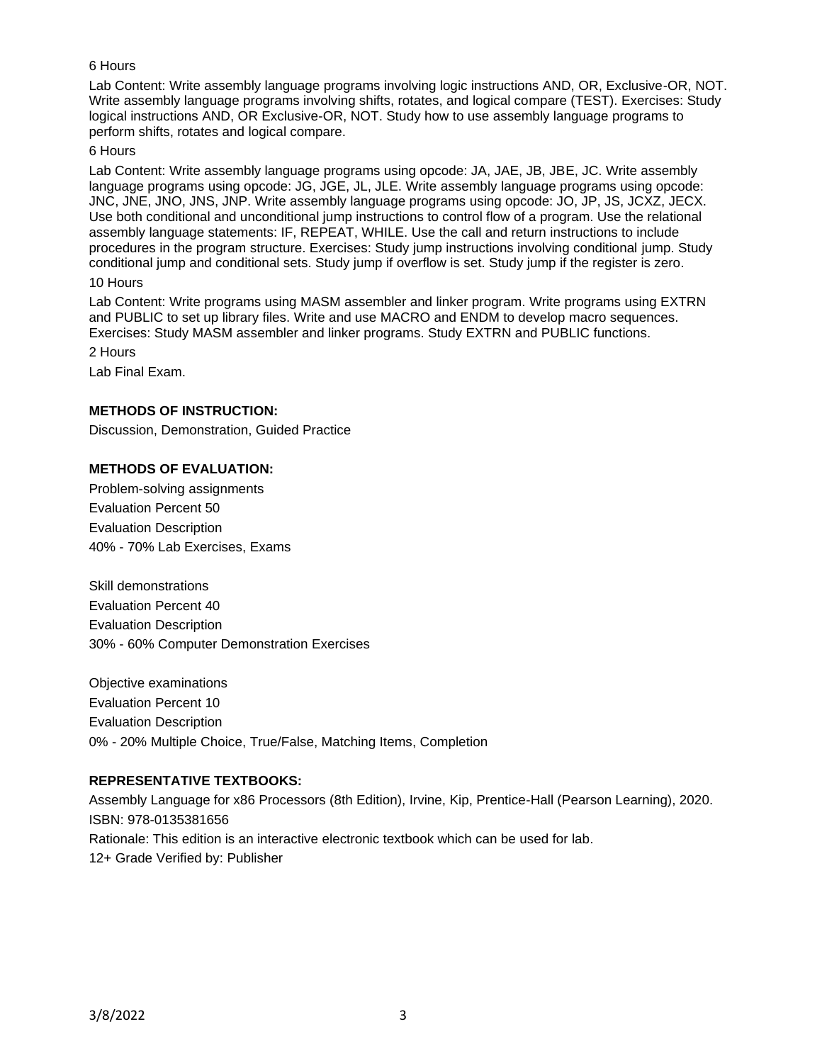6 Hours

Lab Content: Write assembly language programs involving logic instructions AND, OR, Exclusive-OR, NOT. Write assembly language programs involving shifts, rotates, and logical compare (TEST). Exercises: Study logical instructions AND, OR Exclusive-OR, NOT. Study how to use assembly language programs to perform shifts, rotates and logical compare.

6 Hours

Lab Content: Write assembly language programs using opcode: JA, JAE, JB, JBE, JC. Write assembly language programs using opcode: JG, JGE, JL, JLE. Write assembly language programs using opcode: JNC, JNE, JNO, JNS, JNP. Write assembly language programs using opcode: JO, JP, JS, JCXZ, JECX. Use both conditional and unconditional jump instructions to control flow of a program. Use the relational assembly language statements: IF, REPEAT, WHILE. Use the call and return instructions to include procedures in the program structure. Exercises: Study jump instructions involving conditional jump. Study conditional jump and conditional sets. Study jump if overflow is set. Study jump if the register is zero.

10 Hours

Lab Content: Write programs using MASM assembler and linker program. Write programs using EXTRN and PUBLIC to set up library files. Write and use MACRO and ENDM to develop macro sequences. Exercises: Study MASM assembler and linker programs. Study EXTRN and PUBLIC functions.

2 Hours

Lab Final Exam.

**METHODS OF INSTRUCTION:**

Discussion, Demonstration, Guided Practice

**METHODS OF EVALUATION:**

Problem-solving assignments
Evaluation Percent 50
Evaluation Description
40% - 70% Lab Exercises, Exams

Skill demonstrations
Evaluation Percent 40
Evaluation Description
30% - 60% Computer Demonstration Exercises

Objective examinations
Evaluation Percent 10
Evaluation Description
0% - 20% Multiple Choice, True/False, Matching Items, Completion

**REPRESENTATIVE TEXTBOOKS:**

Assembly Language for x86 Processors (8th Edition), Irvine, Kip, Prentice-Hall (Pearson Learning), 2020.
ISBN: 978-0135381656
Rationale: This edition is an interactive electronic textbook which can be used for lab.
12+ Grade Verified by: Publisher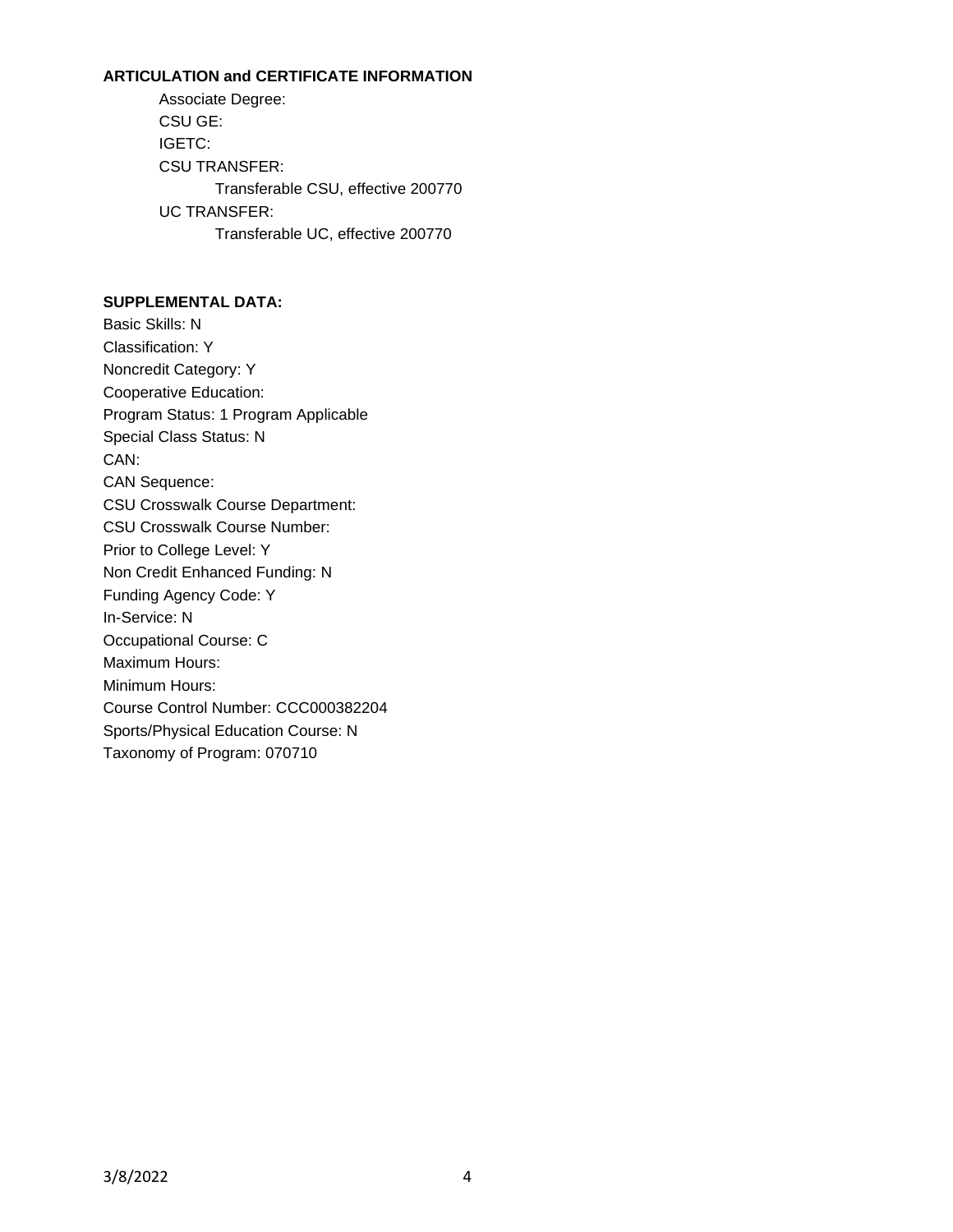**ARTICULATION and CERTIFICATE INFORMATION**

Associate Degree:
CSU GE:
IGETC:
CSU TRANSFER:
Transferable CSU, effective 200770
UC TRANSFER:
Transferable UC, effective 200770

**SUPPLEMENTAL DATA:**

Basic Skills: N
Classification: Y
Noncredit Category: Y
Cooperative Education:
Program Status: 1 Program Applicable
Special Class Status: N
CAN:
CAN Sequence:
CSU Crosswalk Course Department:
CSU Crosswalk Course Number:
Prior to College Level: Y
Non Credit Enhanced Funding: N
Funding Agency Code: Y
In-Service: N
Occupational Course: C
Maximum Hours:
Minimum Hours:
Course Control Number: CCC000382204
Sports/Physical Education Course: N
Taxonomy of Program: 070710

3/8/2022